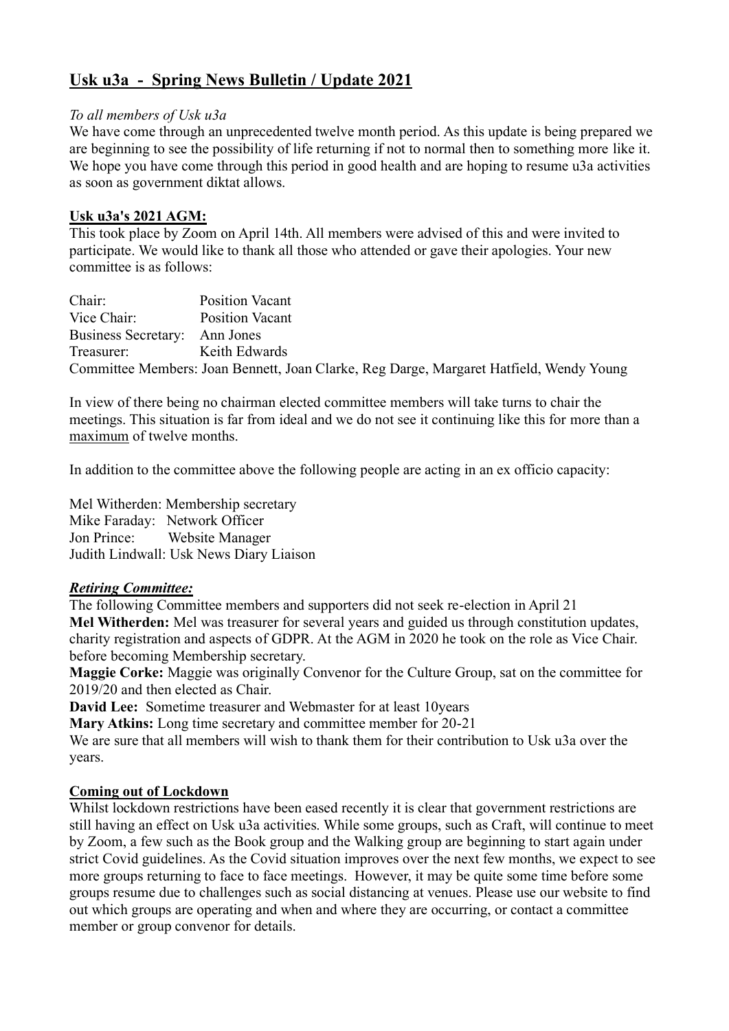# Usk u3a - Spring News Bulletin / Update 2021

*To all members of Usk u3a*

We have come through an unprecedented twelve month period. As this update is being prepared we are beginning to see the possibility of life returning if not to normal then to something more like it. We hope you have come through this period in good health and are hoping to resume u3a activities as soon as government diktat allows.

## Usk u3a's 2021 AGM:

This took place by Zoom on April 14th. All members were advised of this and were invited to participate. We would like to thank all those who attended or gave their apologies. Your new committee is as follows:

Chair: Position Vacant
Vice Chair: Position Vacant
Business Secretary: Ann Jones
Treasurer: Keith Edwards
Committee Members: Joan Bennett, Joan Clarke, Reg Darge, Margaret Hatfield, Wendy Young

In view of there being no chairman elected committee members will take turns to chair the meetings. This situation is far from ideal and we do not see it continuing like this for more than a maximum of twelve months.

In addition to the committee above the following people are acting in an ex officio capacity:

Mel Witherden: Membership secretary
Mike Faraday: Network Officer
Jon Prince: Website Manager
Judith Lindwall: Usk News Diary Liaison

### *Retiring Committee:*

The following Committee members and supporters did not seek re-election in April 21

**Mel Witherden:** Mel was treasurer for several years and guided us through constitution updates, charity registration and aspects of GDPR. At the AGM in 2020 he took on the role as Vice Chair. before becoming Membership secretary.

**Maggie Corke:** Maggie was originally Convenor for the Culture Group, sat on the committee for 2019/20 and then elected as Chair.

**David Lee:** Sometime treasurer and Webmaster for at least 10years

**Mary Atkins:** Long time secretary and committee member for 20-21

We are sure that all members will wish to thank them for their contribution to Usk u3a over the years.

## Coming out of Lockdown

Whilst lockdown restrictions have been eased recently it is clear that government restrictions are still having an effect on Usk u3a activities. While some groups, such as Craft, will continue to meet by Zoom, a few such as the Book group and the Walking group are beginning to start again under strict Covid guidelines. As the Covid situation improves over the next few months, we expect to see more groups returning to face to face meetings. However, it may be quite some time before some groups resume due to challenges such as social distancing at venues. Please use our website to find out which groups are operating and when and where they are occurring, or contact a committee member or group convenor for details.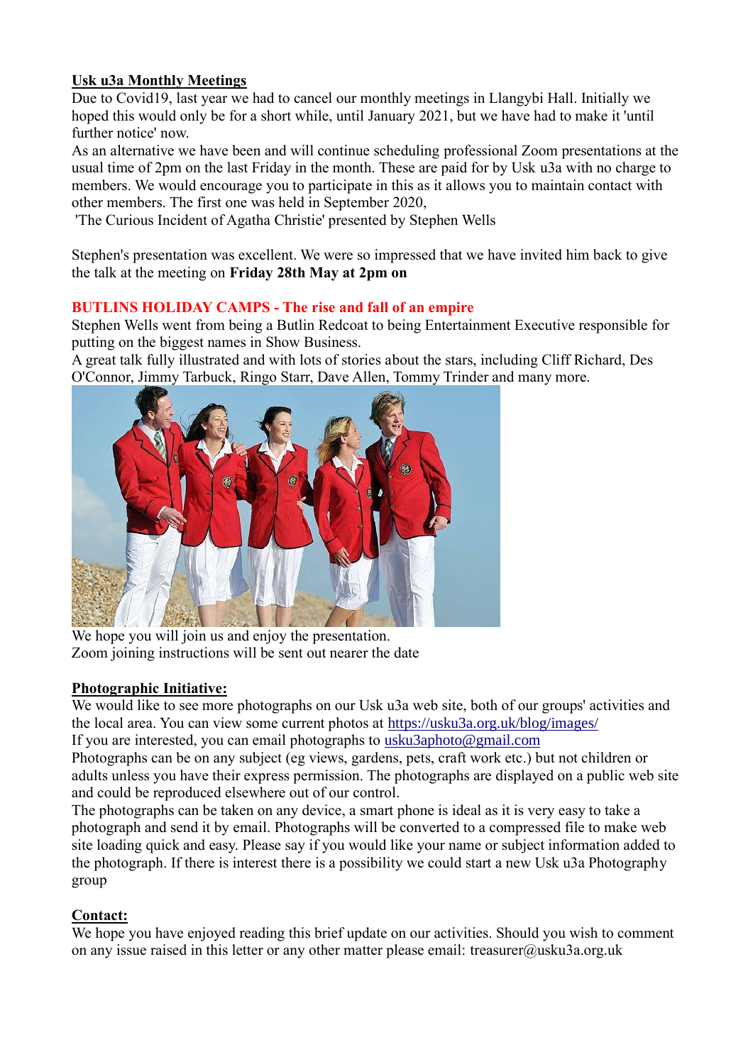## Usk u3a Monthly Meetings

Due to Covid19, last year we had to cancel our monthly meetings in Llangybi Hall. Initially we hoped this would only be for a short while, until January 2021, but we have had to make it 'until further notice' now.

As an alternative we have been and will continue scheduling professional Zoom presentations at the usual time of 2pm on the last Friday in the month. These are paid for by Usk u3a with no charge to members. We would encourage you to participate in this as it allows you to maintain contact with other members. The first one was held in September 2020,

'The Curious Incident of Agatha Christie' presented by Stephen Wells

Stephen's presentation was excellent. We were so impressed that we have invited him back to give the talk at the meeting on **Friday 28th May at 2pm on**

### BUTLINS HOLIDAY CAMPS - The rise and fall of an empire

Stephen Wells went from being a Butlin Redcoat to being Entertainment Executive responsible for putting on the biggest names in Show Business.

A great talk fully illustrated and with lots of stories about the stars, including Cliff Richard, Des O'Connor, Jimmy Tarbuck, Ringo Starr, Dave Allen, Tommy Trinder and many more.

We hope you will join us and enjoy the presentation.

Zoom joining instructions will be sent out nearer the date

## Photographic Initiative:

We would like to see more photographs on our Usk u3a web site, both of our groups' activities and the local area. You can view some current photos at https://usku3a.org.uk/blog/images/

If you are interested, you can email photographs to usku3aphoto@gmail.com

Photographs can be on any subject (eg views, gardens, pets, craft work etc.) but not children or adults unless you have their express permission. The photographs are displayed on a public web site and could be reproduced elsewhere out of our control.

The photographs can be taken on any device, a smart phone is ideal as it is very easy to take a photograph and send it by email. Photographs will be converted to a compressed file to make web site loading quick and easy. Please say if you would like your name or subject information added to the photograph. If there is interest there is a possibility we could start a new Usk u3a Photography group

## Contact:

We hope you have enjoyed reading this brief update on our activities. Should you wish to comment on any issue raised in this letter or any other matter please email: treasurer@usku3a.org.uk